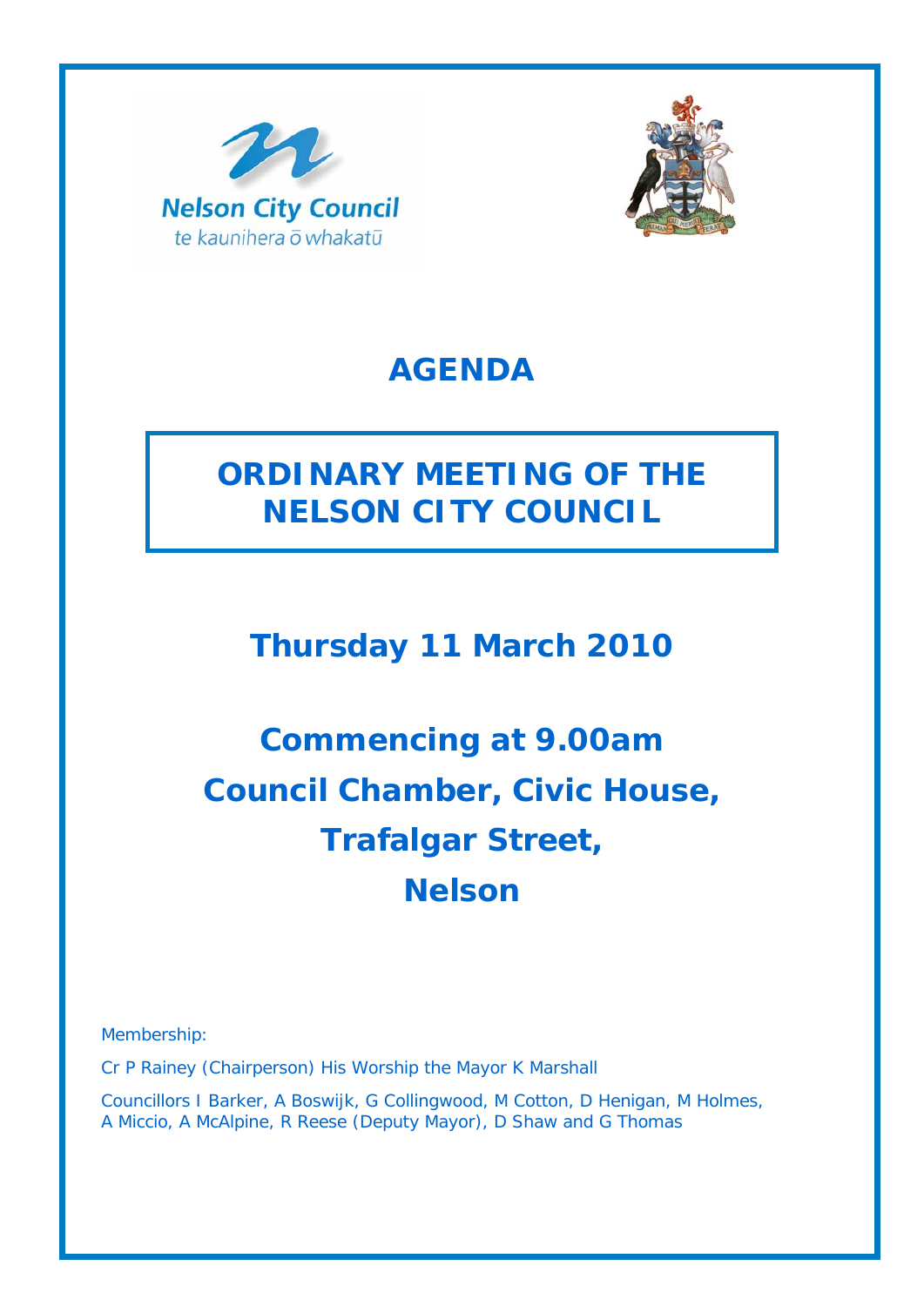Nelson City Council

te kaunihera ō whakatū

# AGENDA

## ORDINARY MEETING OF THE NELSON CITY COUNCIL

## Thursday 11 March 2010

## Commencing at 9.00am
## Council Chamber, Civic House,
## Trafalgar Street,
## Nelson

Membership:

Cr P Rainey (Chairperson) His Worship the Mayor K Marshall

Councillors I Barker, A Boswijk, G Collingwood, M Cotton, D Henigan, M Holmes, A Miccio, A McAlpine, R Reese (Deputy Mayor), D Shaw and G Thomas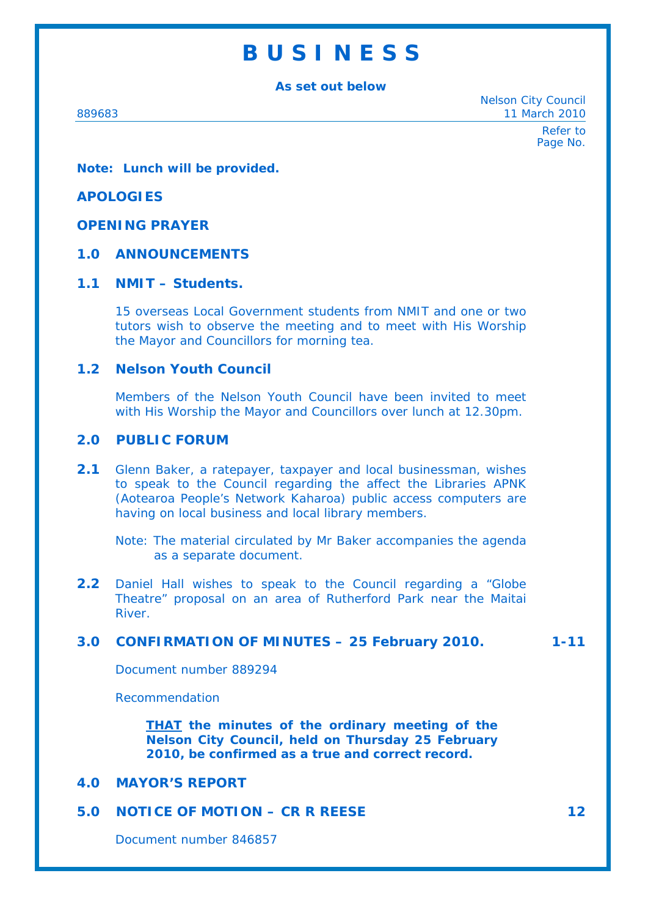# B U S I N E S S

**As set out below**

889683

Nelson City Council
11 March 2010

Refer to Page No.

**Note: Lunch will be provided.**

**APOLOGIES**

**OPENING PRAYER**

## 1.0 ANNOUNCEMENTS

### 1.1 NMIT – Students.

15 overseas Local Government students from NMIT and one or two tutors wish to observe the meeting and to meet with His Worship the Mayor and Councillors for morning tea.

### 1.2 Nelson Youth Council

Members of the Nelson Youth Council have been invited to meet with His Worship the Mayor and Councillors over lunch at 12.30pm.

## 2.0 PUBLIC FORUM

**2.1** Glenn Baker, a ratepayer, taxpayer and local businessman, wishes to speak to the Council regarding the affect the Libraries APNK (Aotearoa People's Network Kaharoa) public access computers are having on local business and local library members.

Note: The material circulated by Mr Baker accompanies the agenda as a separate document.

**2.2** Daniel Hall wishes to speak to the Council regarding a "Globe Theatre" proposal on an area of Rutherford Park near the Maitai River.

## 3.0 CONFIRMATION OF MINUTES – 25 February 2010. — 1-11

Document number 889294

Recommendation

> **<u>THAT</u> the minutes of the ordinary meeting of the Nelson City Council, held on Thursday 25 February 2010, be confirmed as a true and correct record.**

## 4.0 MAYOR'S REPORT

## 5.0 NOTICE OF MOTION – CR R REESE — 12

Document number 846857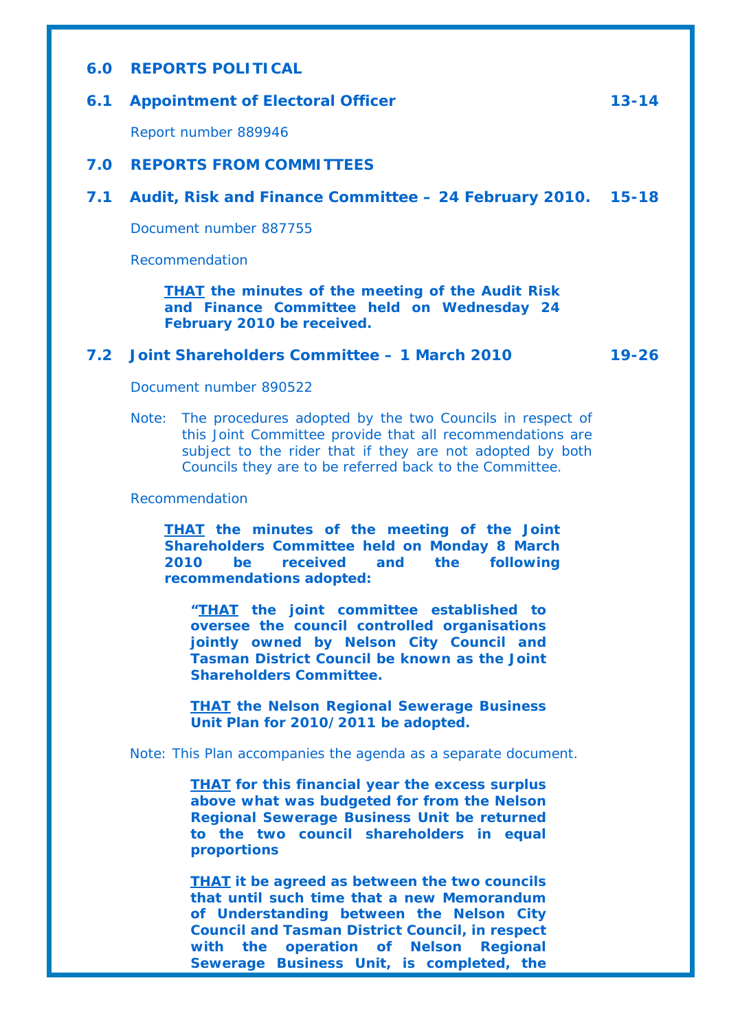## 6.0 REPORTS POLITICAL

### 6.1 Appointment of Electoral Officer — 13-14

Report number 889946

## 7.0 REPORTS FROM COMMITTEES

### 7.1 Audit, Risk and Finance Committee – 24 February 2010. — 15-18

Document number 887755

Recommendation

> **THAT the minutes of the meeting of the Audit Risk and Finance Committee held on Wednesday 24 February 2010 be received.**

### 7.2 Joint Shareholders Committee – 1 March 2010 — 19-26

Document number 890522

Note: The procedures adopted by the two Councils in respect of this Joint Committee provide that all recommendations are subject to the rider that if they are not adopted by both Councils they are to be referred back to the Committee.

Recommendation

> **THAT the minutes of the meeting of the Joint Shareholders Committee held on Monday 8 March 2010 be received and the following recommendations adopted:**
>
> > **"THAT the joint committee established to oversee the council controlled organisations jointly owned by Nelson City Council and Tasman District Council be known as the Joint Shareholders Committee.**
> >
> > **THAT the Nelson Regional Sewerage Business Unit Plan for 2010/2011 be adopted.**

Note: This Plan accompanies the agenda as a separate document.

> > **THAT for this financial year the excess surplus above what was budgeted for from the Nelson Regional Sewerage Business Unit be returned to the two council shareholders in equal proportions**
> >
> > **THAT it be agreed as between the two councils that until such time that a new Memorandum of Understanding between the Nelson City Council and Tasman District Council, in respect with the operation of Nelson Regional Sewerage Business Unit, is completed, the**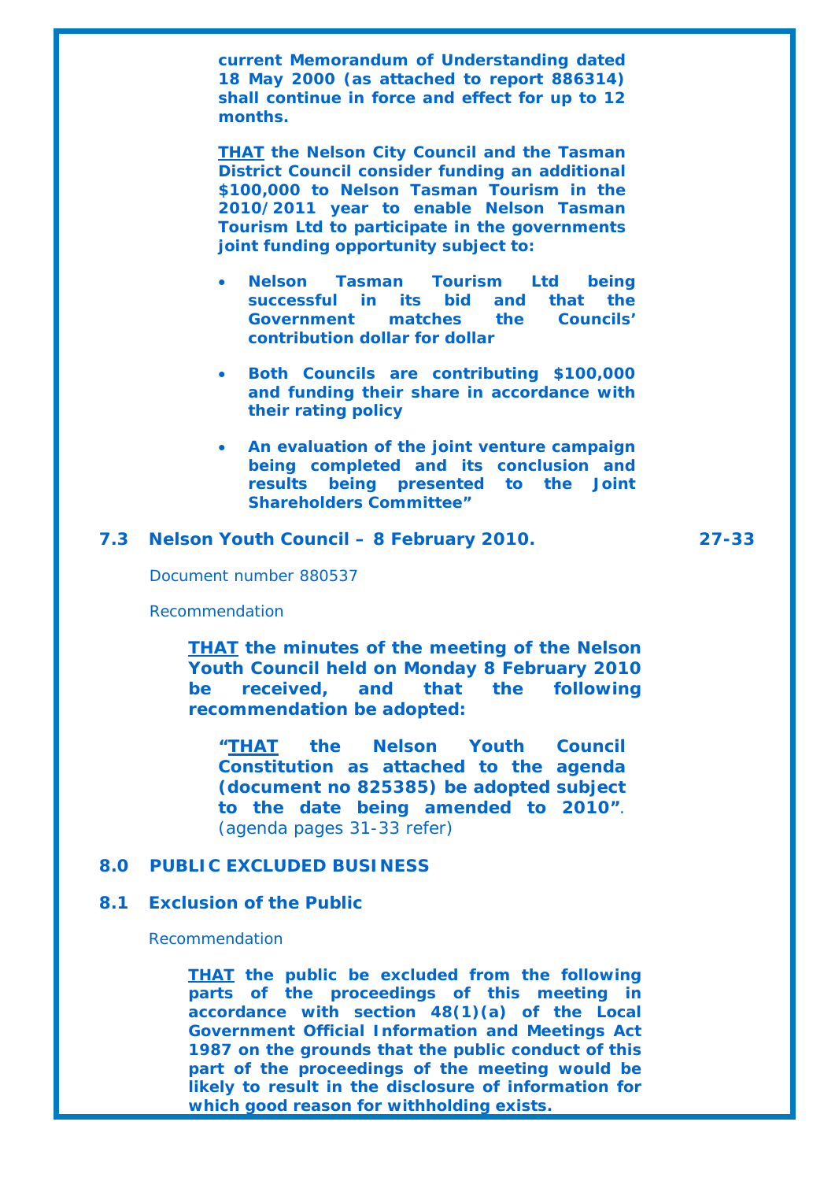**current Memorandum of Understanding dated 18 May 2000 (as attached to report 886314) shall continue in force and effect for up to 12 months.**

**THAT the Nelson City Council and the Tasman District Council consider funding an additional $100,000 to Nelson Tasman Tourism in the 2010/2011 year to enable Nelson Tasman Tourism Ltd to participate in the governments joint funding opportunity subject to:**

- **Nelson Tasman Tourism Ltd being successful in its bid and that the Government matches the Councils' contribution dollar for dollar**
- **Both Councils are contributing $100,000 and funding their share in accordance with their rating policy**
- **An evaluation of the joint venture campaign being completed and its conclusion and results being presented to the Joint Shareholders Committee"**

### 7.3 Nelson Youth Council – 8 February 2010. 27-33

Document number 880537

Recommendation

**THAT the minutes of the meeting of the Nelson Youth Council held on Monday 8 February 2010 be received, and that the following recommendation be adopted:**

**"THAT the Nelson Youth Council Constitution as attached to the agenda (document no 825385) be adopted subject to the date being amended to 2010"**. (agenda pages 31-33 refer)

## 8.0 PUBLIC EXCLUDED BUSINESS

### 8.1 Exclusion of the Public

Recommendation

**THAT the public be excluded from the following parts of the proceedings of this meeting in accordance with section 48(1)(a) of the Local Government Official Information and Meetings Act 1987 on the grounds that the public conduct of this part of the proceedings of the meeting would be likely to result in the disclosure of information for which good reason for withholding exists.**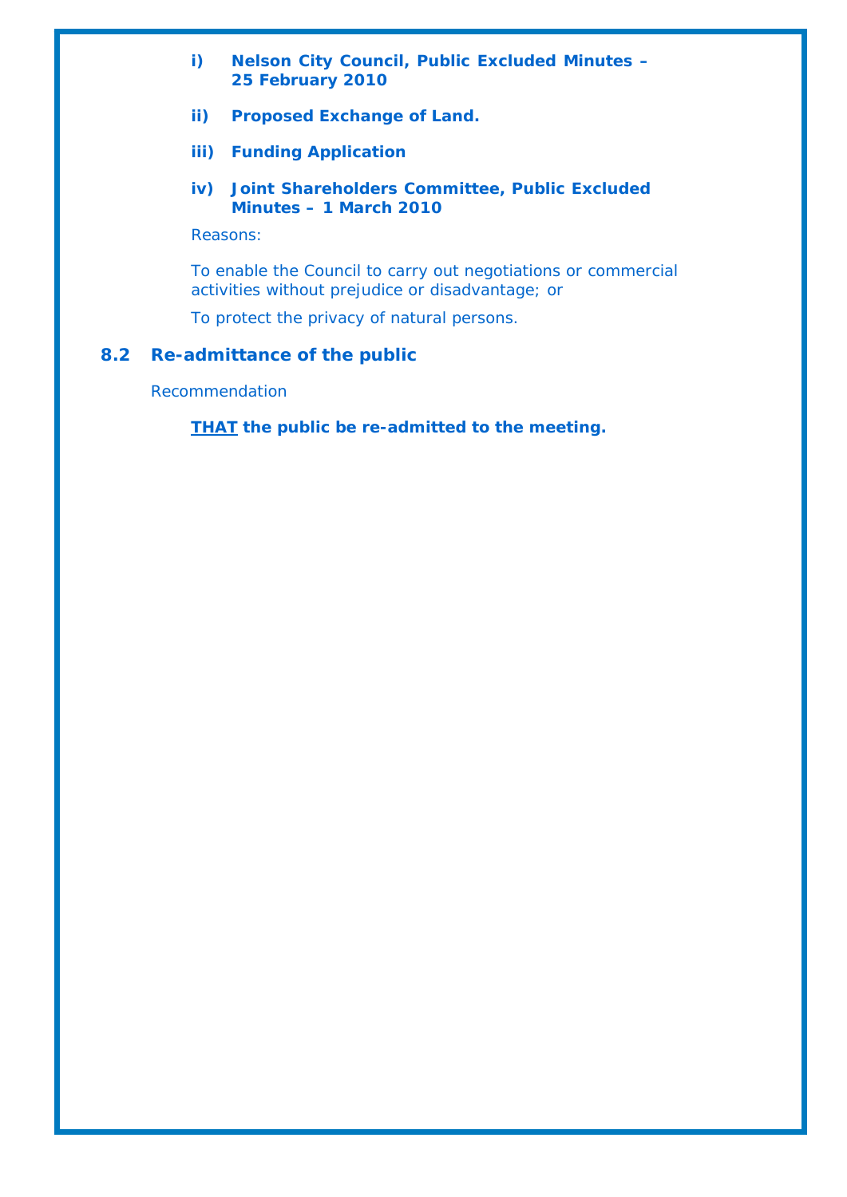**i) Nelson City Council, Public Excluded Minutes – 25 February 2010**

**ii) Proposed Exchange of Land.**

**iii) Funding Application**

**iv) Joint Shareholders Committee, Public Excluded Minutes – 1 March 2010**

Reasons:

To enable the Council to carry out negotiations or commercial activities without prejudice or disadvantage; or

To protect the privacy of natural persons.

### 8.2 Re-admittance of the public

Recommendation

**THAT the public be re-admitted to the meeting.**